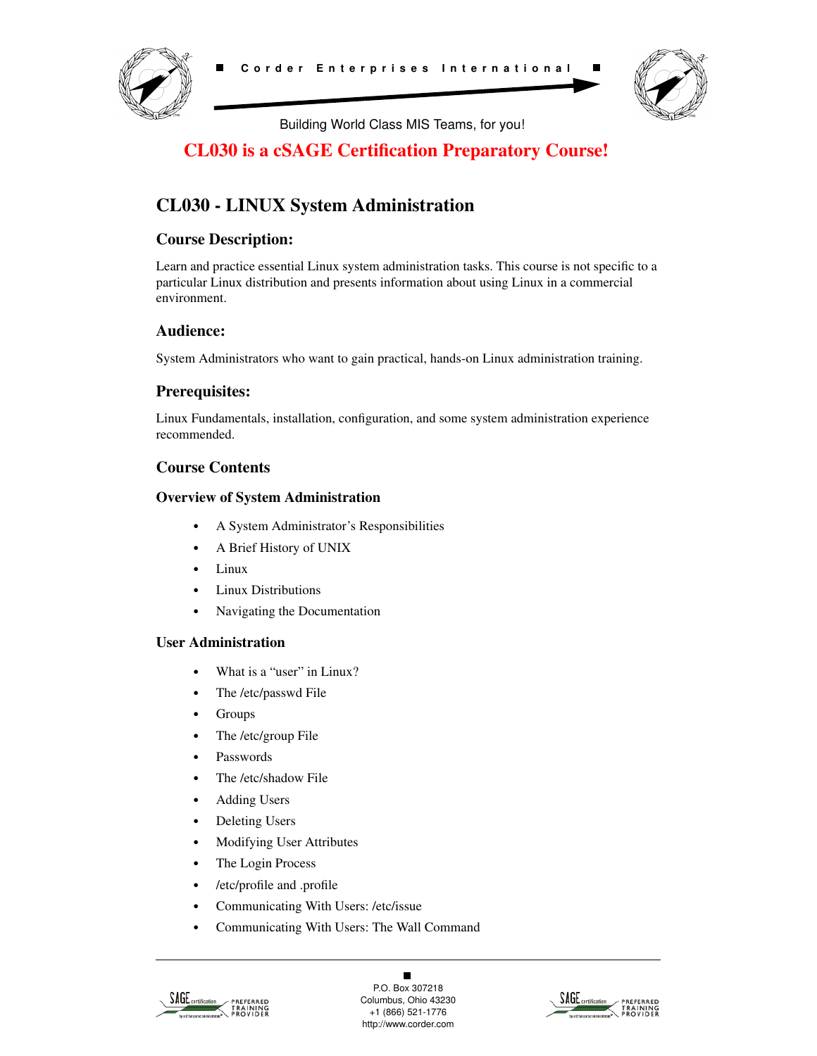■ Corder Enterprises International ■

Building World Class MIS Teams, for you!

**CL030 is a cSAGE Certification Preparatory Course!**

# CL030 - LINUX System Administration

## Course Description:

Learn and practice essential Linux system administration tasks. This course is not specific to a particular Linux distribution and presents information about using Linux in a commercial environment.

## Audience:

System Administrators who want to gain practical, hands-on Linux administration training.

## Prerequisites:

Linux Fundamentals, installation, configuration, and some system administration experience recommended.

## Course Contents

### Overview of System Administration

- A System Administrator's Responsibilities
- A Brief History of UNIX
- Linux
- Linux Distributions
- Navigating the Documentation

### User Administration

- What is a "user" in Linux?
- The /etc/passwd File
- Groups
- The /etc/group File
- Passwords
- The /etc/shadow File
- Adding Users
- Deleting Users
- Modifying User Attributes
- The Login Process
- /etc/profile and .profile
- Communicating With Users: /etc/issue
- Communicating With Users: The Wall Command

P.O. Box 307218
Columbus, Ohio 43230
+1 (866) 521-1776
http://www.corder.com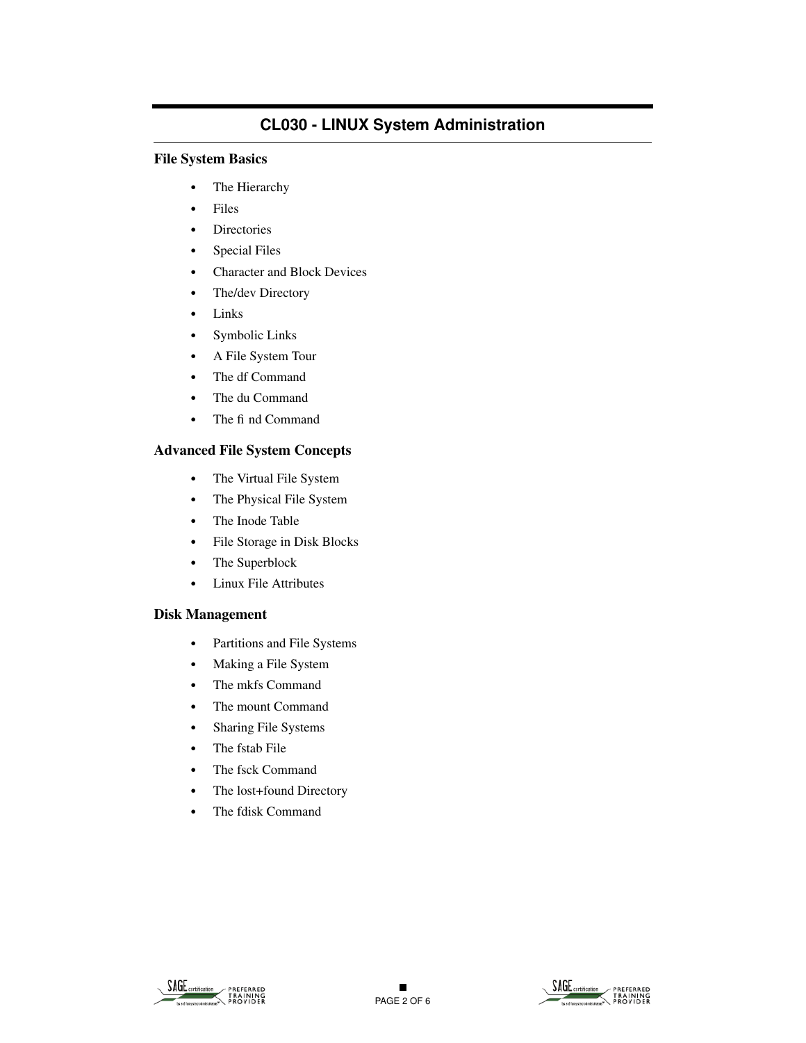## CL030 - LINUX System Administration

### File System Basics

- The Hierarchy
- Files
- Directories
- Special Files
- Character and Block Devices
- The/dev Directory
- Links
- Symbolic Links
- A File System Tour
- The df Command
- The du Command
- The find Command

### Advanced File System Concepts

- The Virtual File System
- The Physical File System
- The Inode Table
- File Storage in Disk Blocks
- The Superblock
- Linux File Attributes

### Disk Management

- Partitions and File Systems
- Making a File System
- The mkfs Command
- The mount Command
- Sharing File Systems
- The fstab File
- The fsck Command
- The lost+found Directory
- The fdisk Command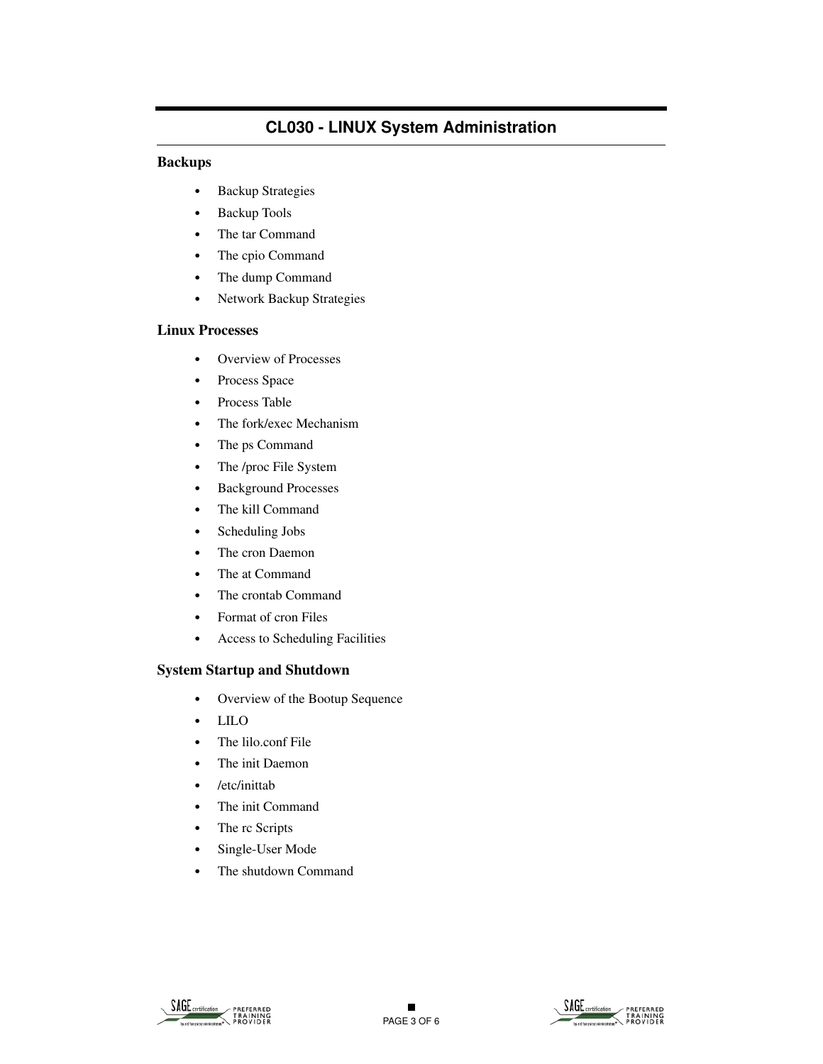## CL030 - LINUX System Administration

### Backups

- Backup Strategies
- Backup Tools
- The tar Command
- The cpio Command
- The dump Command
- Network Backup Strategies

### Linux Processes

- Overview of Processes
- Process Space
- Process Table
- The fork/exec Mechanism
- The ps Command
- The /proc File System
- Background Processes
- The kill Command
- Scheduling Jobs
- The cron Daemon
- The at Command
- The crontab Command
- Format of cron Files
- Access to Scheduling Facilities

### System Startup and Shutdown

- Overview of the Bootup Sequence
- LILO
- The lilo.conf File
- The init Daemon
- /etc/inittab
- The init Command
- The rc Scripts
- Single-User Mode
- The shutdown Command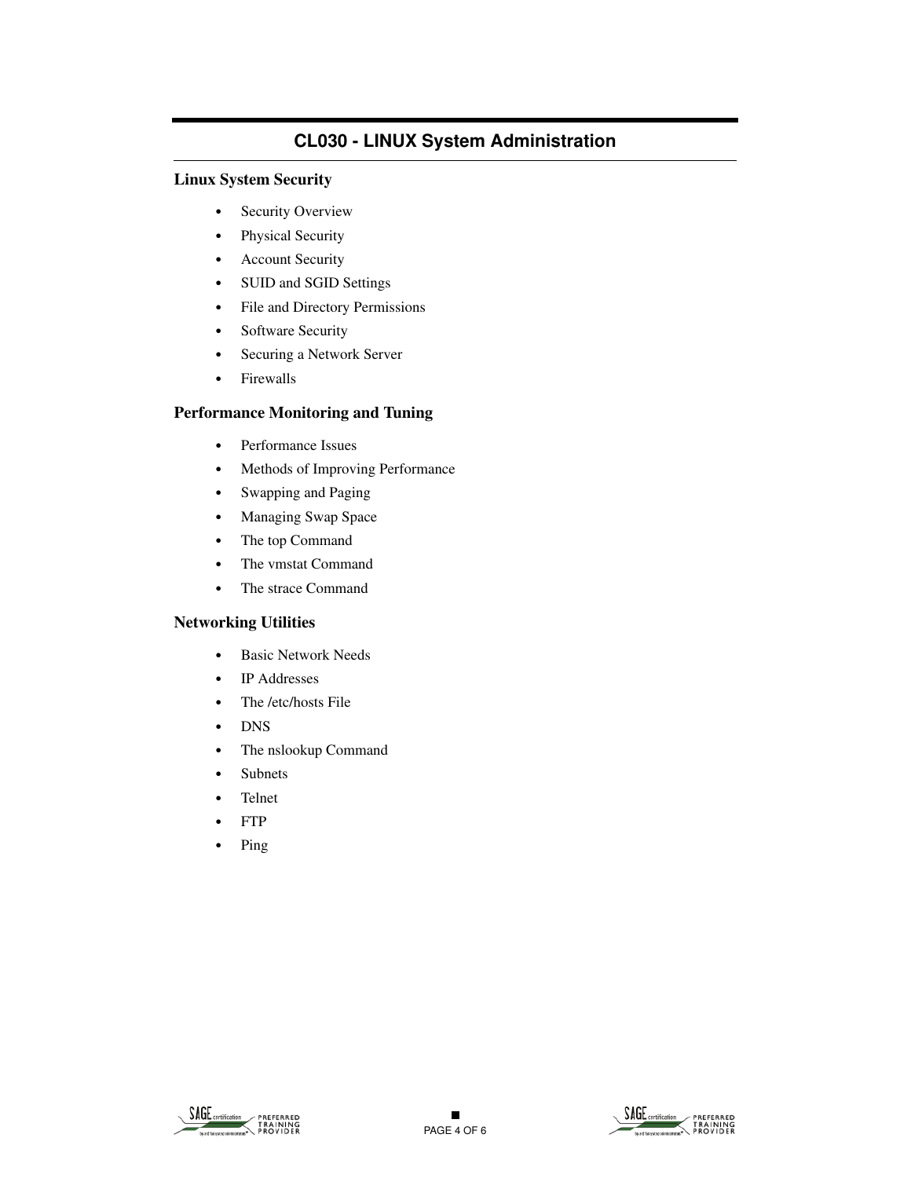# CL030 - LINUX System Administration

## Linux System Security

- Security Overview
- Physical Security
- Account Security
- SUID and SGID Settings
- File and Directory Permissions
- Software Security
- Securing a Network Server
- Firewalls

## Performance Monitoring and Tuning

- Performance Issues
- Methods of Improving Performance
- Swapping and Paging
- Managing Swap Space
- The top Command
- The vmstat Command
- The strace Command

## Networking Utilities

- Basic Network Needs
- IP Addresses
- The /etc/hosts File
- DNS
- The nslookup Command
- Subnets
- Telnet
- FTP
- Ping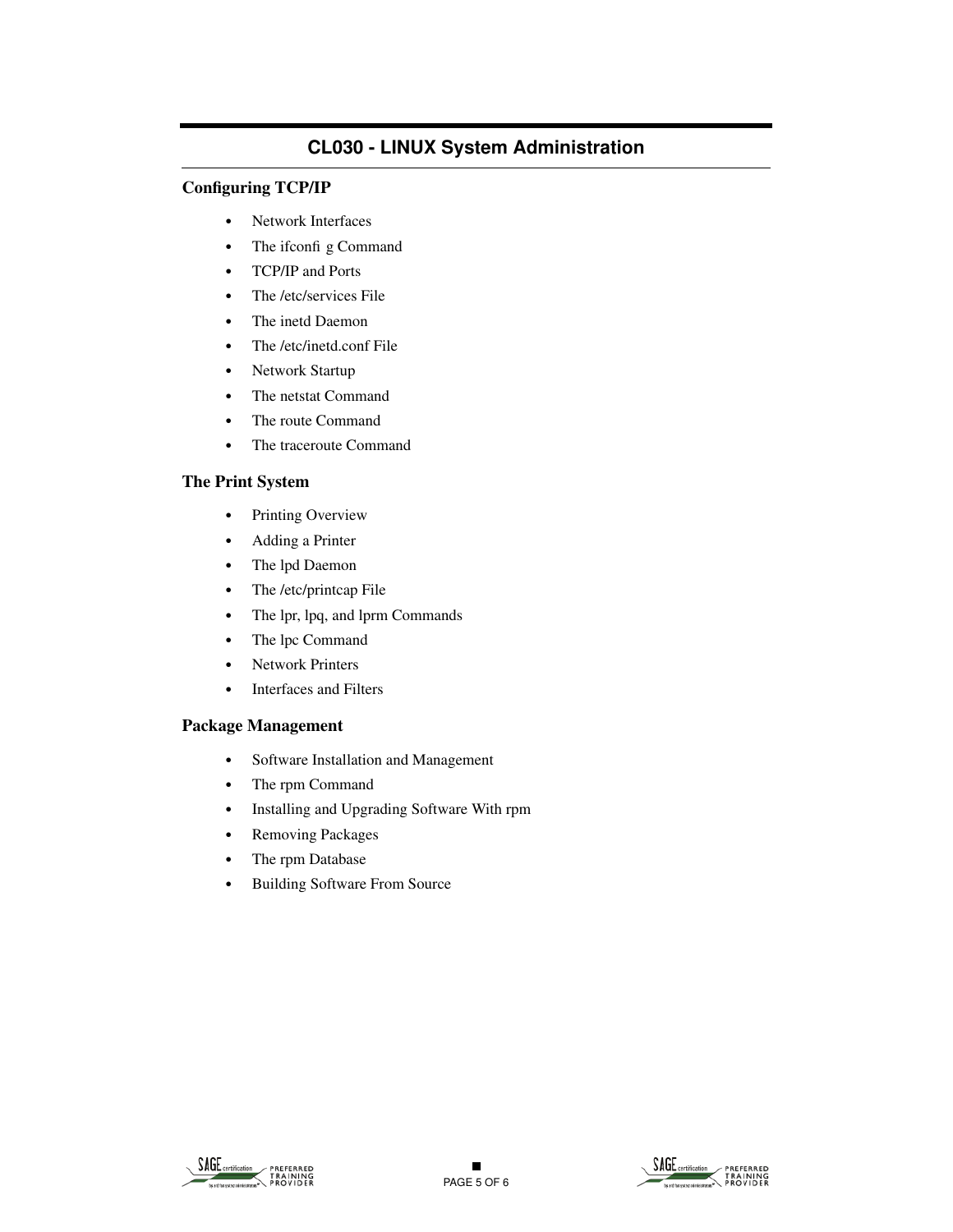# CL030 - LINUX System Administration

## Configuring TCP/IP

- Network Interfaces
- The ifconfig Command
- TCP/IP and Ports
- The /etc/services File
- The inetd Daemon
- The /etc/inetd.conf File
- Network Startup
- The netstat Command
- The route Command
- The traceroute Command

## The Print System

- Printing Overview
- Adding a Printer
- The lpd Daemon
- The /etc/printcap File
- The lpr, lpq, and lprm Commands
- The lpc Command
- Network Printers
- Interfaces and Filters

## Package Management

- Software Installation and Management
- The rpm Command
- Installing and Upgrading Software With rpm
- Removing Packages
- The rpm Database
- Building Software From Source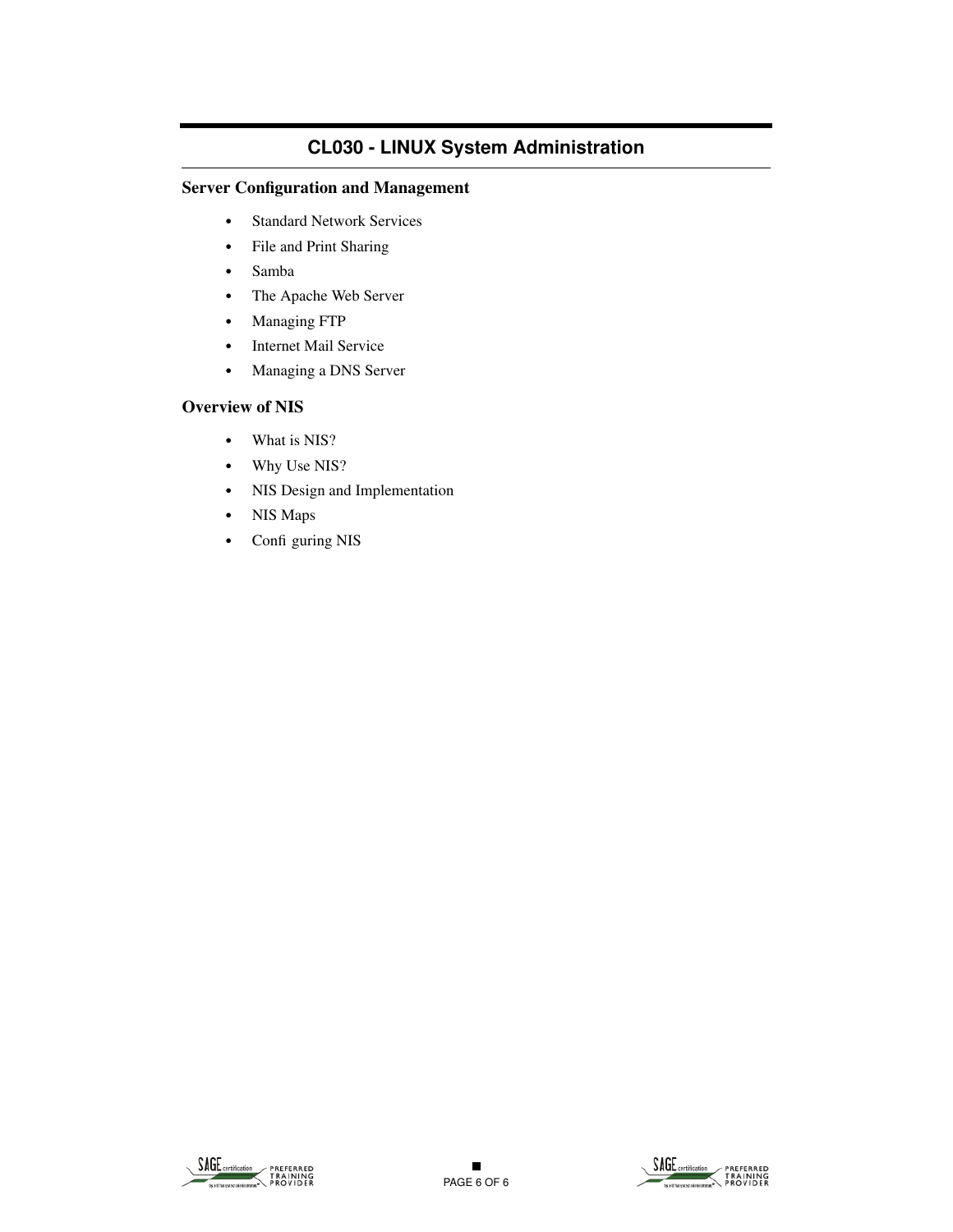## CL030 - LINUX System Administration

### Server Configuration and Management

- Standard Network Services
- File and Print Sharing
- Samba
- The Apache Web Server
- Managing FTP
- Internet Mail Service
- Managing a DNS Server

### Overview of NIS

- What is NIS?
- Why Use NIS?
- NIS Design and Implementation
- NIS Maps
- Configuring NIS